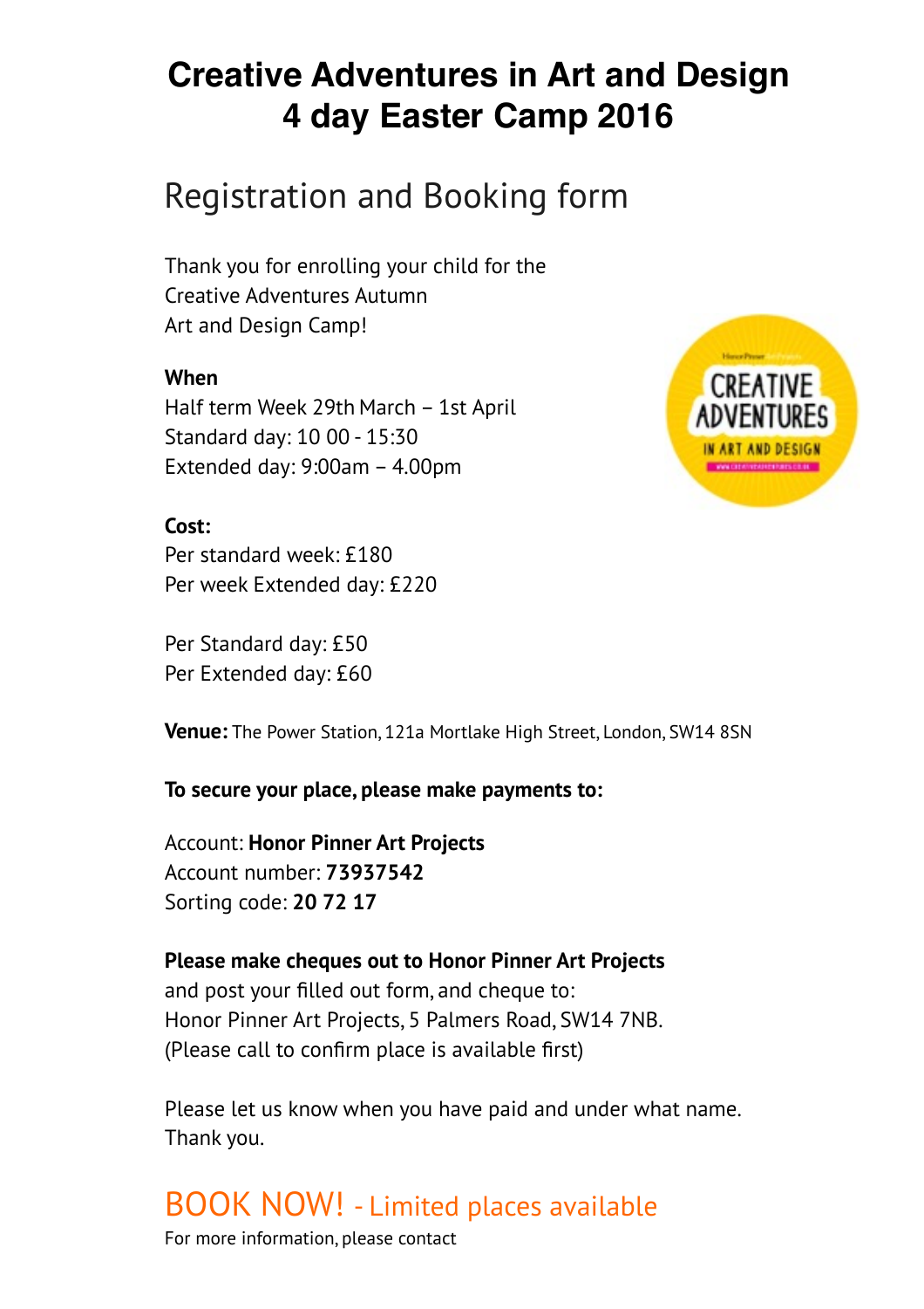# Creative Adventures in Art and Design
# 4 day Easter Camp 2016

## Registration and Booking form

Thank you for enrolling your child for the Creative Adventures Autumn Art and Design Camp!

**When**
Half term Week 29th March – 1st April
Standard day: 10 00 - 15:30
Extended day: 9:00am – 4.00pm

**Cost:**
Per standard week: £180
Per week Extended day: £220

Per Standard day: £50
Per Extended day: £60

**Venue:** The Power Station, 121a Mortlake High Street, London, SW14 8SN

**To secure your place, please make payments to:**

Account: **Honor Pinner Art Projects**
Account number: **73937542**
Sorting code: **20 72 17**

**Please make cheques out to Honor Pinner Art Projects**
and post your filled out form, and cheque to:
Honor Pinner Art Projects, 5 Palmers Road, SW14 7NB.
(Please call to confirm place is available first)

Please let us know when you have paid and under what name.
Thank you.

## BOOK NOW! - Limited places available

For more information, please contact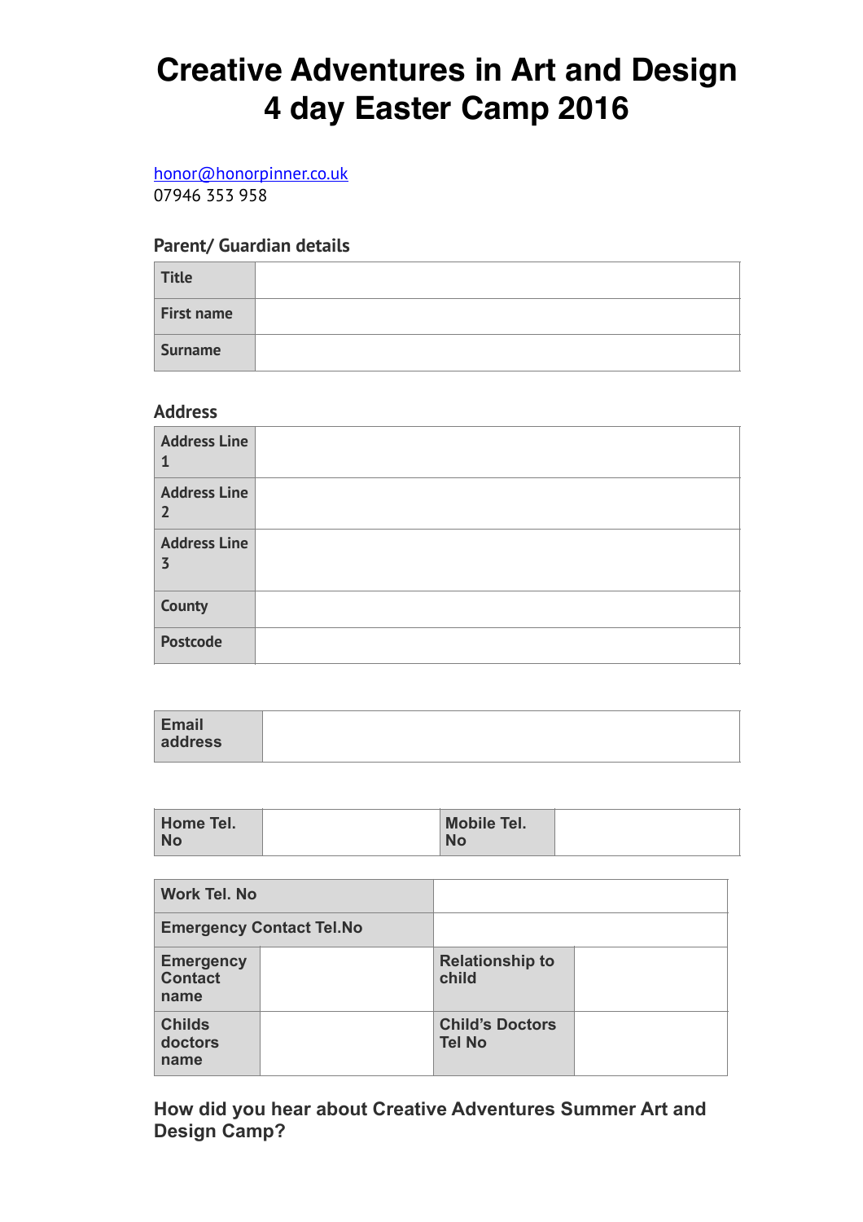# Creative Adventures in Art and Design 4 day Easter Camp 2016

honor@honorpinner.co.uk
07946 353 958

### Parent/ Guardian details

| Title | |
|---|---|
| First name | |
| Surname | |

### Address

| Address Line 1 | |
|---|---|
| Address Line 2 | |
| Address Line 3 | |
| County | |
| Postcode | |

| Email address | |
|---|---|

| Home Tel. No | | Mobile Tel. No | |
|---|---|---|---|

| Work Tel. No | | | |
|---|---|---|---|
| Emergency Contact Tel.No | | | |
| Emergency Contact name | | Relationship to child | |
| Childs doctors name | | Child's Doctors Tel No | |

### How did you hear about Creative Adventures Summer Art and Design Camp?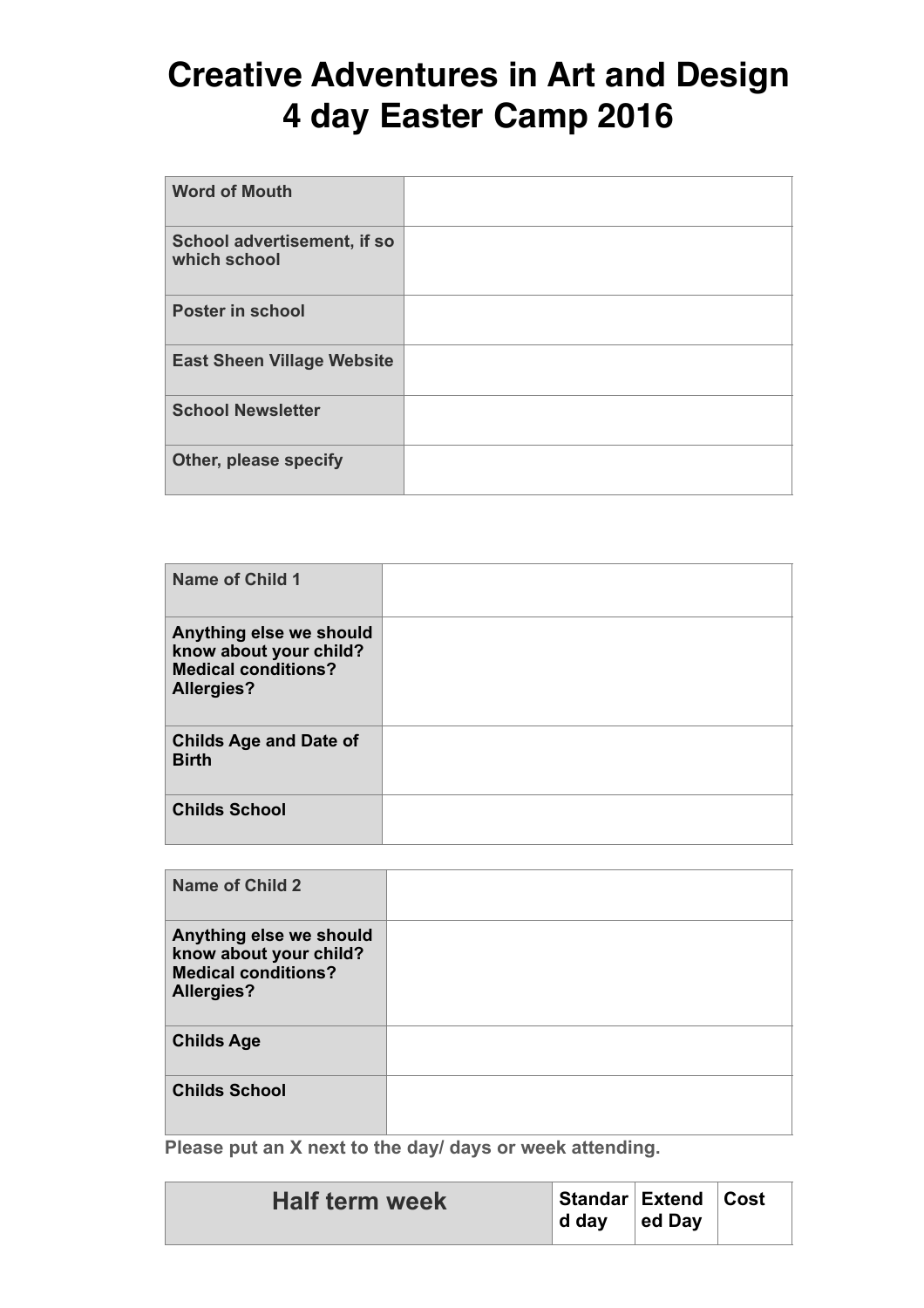# Creative Adventures in Art and Design 4 day Easter Camp 2016

| Word of Mouth | |
|---|---|
| School advertisement, if so which school | |
| Poster in school | |
| East Sheen Village Website | |
| School Newsletter | |
| Other, please specify | |

| Name of Child 1 | |
|---|---|
| Anything else we should know about your child? Medical conditions? Allergies? | |
| Childs Age and Date of Birth | |
| Childs School | |

| Name of Child 2 | |
|---|---|
| Anything else we should know about your child? Medical conditions? Allergies? | |
| Childs Age | |
| Childs School | |

Please put an X next to the day/ days or week attending.

| Half term week | Standard day | Extended Day | Cost |
|---|---|---|---|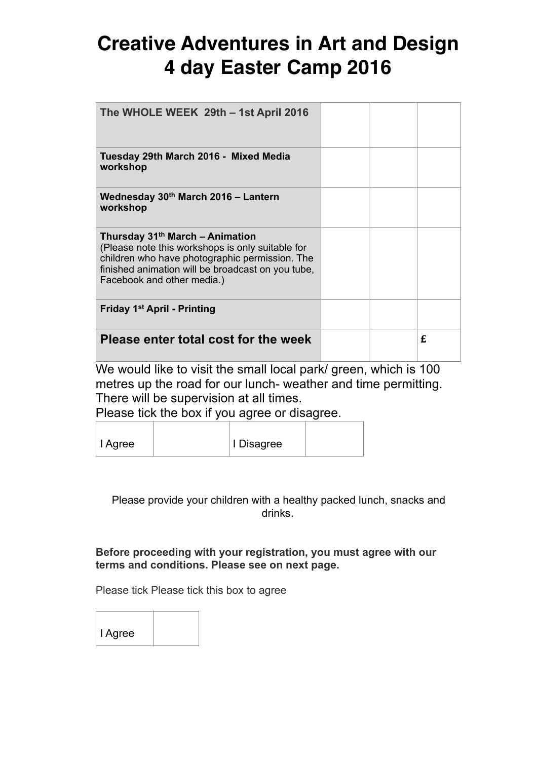# Creative Adventures in Art and Design 4 day Easter Camp 2016

| The WHOLE WEEK 29th – 1st April 2016 | | | |
|---|---|---|---|
| **Tuesday 29th March 2016 - Mixed Media workshop** | | | |
| **Wednesday 30th March 2016 – Lantern workshop** | | | |
| **Thursday 31th March – Animation** (Please note this workshops is only suitable for children who have photographic permission. The finished animation will be broadcast on you tube, Facebook and other media.) | | | |
| **Friday 1st April - Printing** | | | |
| **Please enter total cost for the week** | | | **£** |

We would like to visit the small local park/ green, which is 100 metres up the road for our lunch- weather and time permitting. There will be supervision at all times.
Please tick the box if you agree or disagree.

| I Agree | | I Disagree | |
|---|---|---|---|

Please provide your children with a healthy packed lunch, snacks and drinks.

**Before proceeding with your registration, you must agree with our terms and conditions. Please see on next page.**

Please tick Please tick this box to agree

| I Agree | |
|---|---|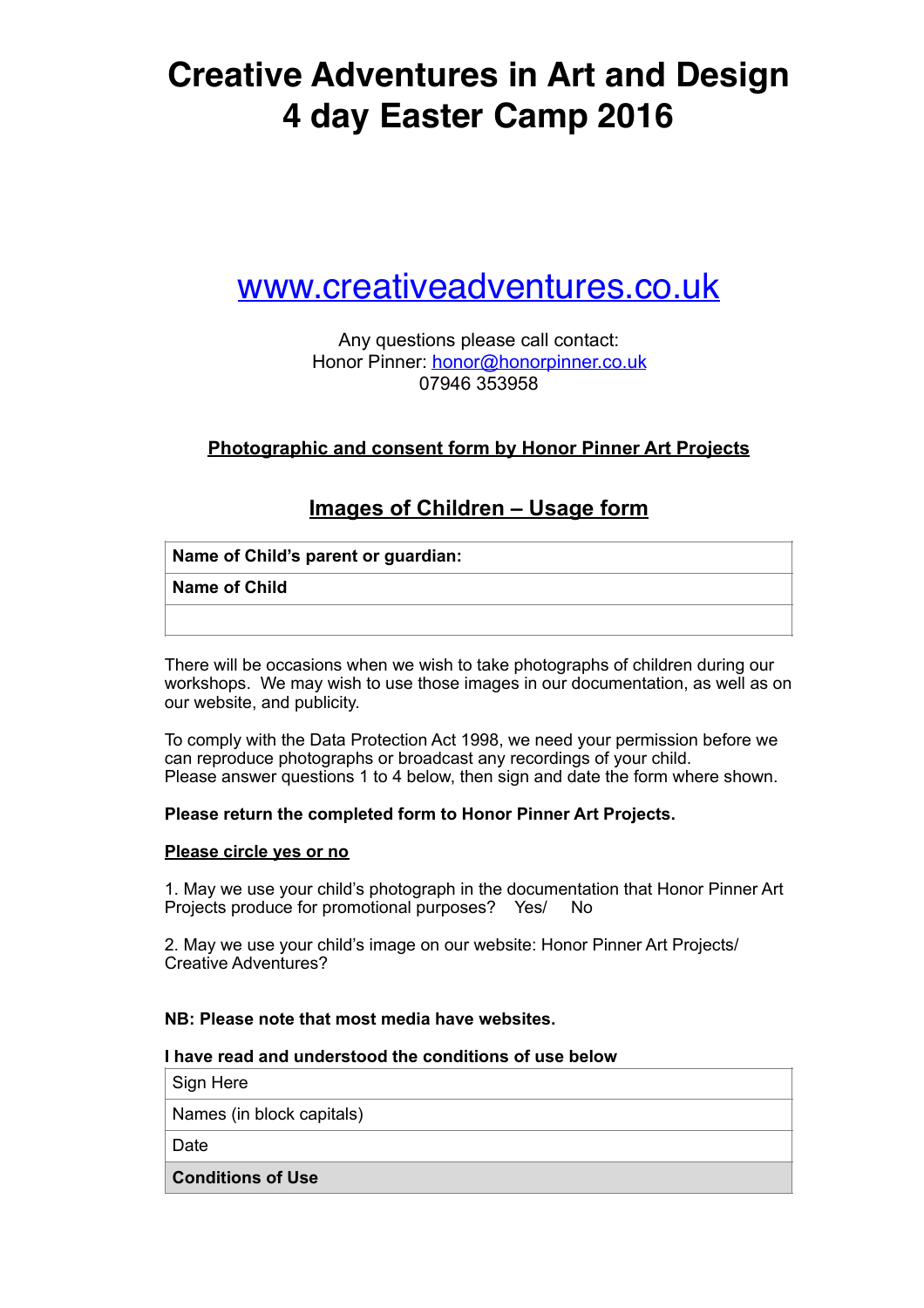# Creative Adventures in Art and Design
# 4 day Easter Camp 2016

## [www.creativeadventures.co.uk](http://www.creativeadventures.co.uk)

Any questions please call contact:
Honor Pinner: [honor@honorpinner.co.uk](mailto:honor@honorpinner.co.uk)
07946 353958

**Photographic and consent form by Honor Pinner Art Projects**

## Images of Children – Usage form

| **Name of Child's parent or guardian:** |
|---|
| **Name of Child** |
| |

There will be occasions when we wish to take photographs of children during our workshops. We may wish to use those images in our documentation, as well as on our website, and publicity.

To comply with the Data Protection Act 1998, we need your permission before we can reproduce photographs or broadcast any recordings of your child.
Please answer questions 1 to 4 below, then sign and date the form where shown.

**Please return the completed form to Honor Pinner Art Projects.**

**Please circle yes or no**

1. May we use your child's photograph in the documentation that Honor Pinner Art Projects produce for promotional purposes? Yes/ No

2. May we use your child's image on our website: Honor Pinner Art Projects/ Creative Adventures?

**NB: Please note that most media have websites.**

**I have read and understood the conditions of use below**

| Sign Here |
|---|
| Names (in block capitals) |
| Date |
| **Conditions of Use** |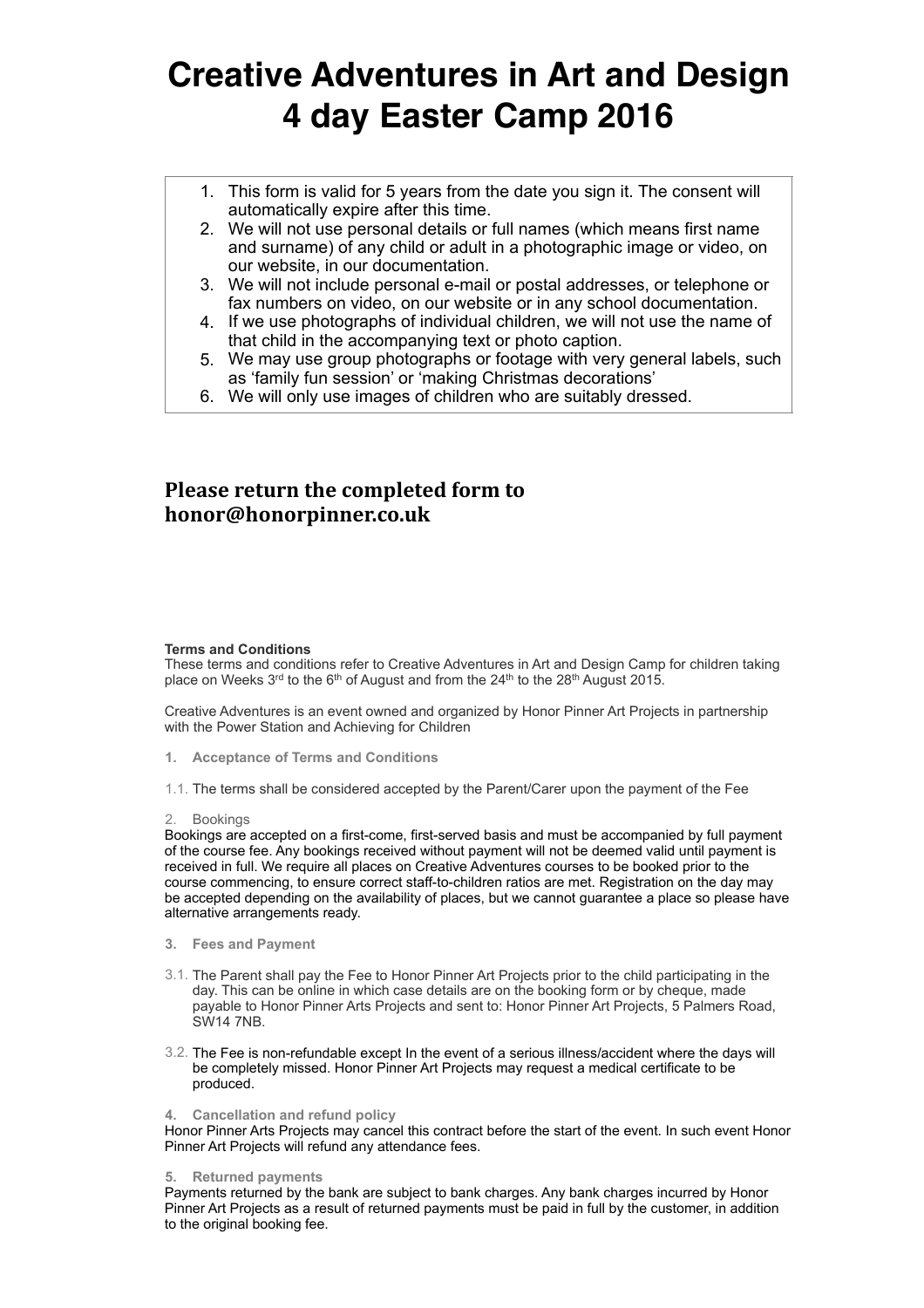# Creative Adventures in Art and Design 4 day Easter Camp 2016

1. This form is valid for 5 years from the date you sign it. The consent will automatically expire after this time.
2. We will not use personal details or full names (which means first name and surname) of any child or adult in a photographic image or video, on our website, in our documentation.
3. We will not include personal e-mail or postal addresses, or telephone or fax numbers on video, on our website or in any school documentation.
4. If we use photographs of individual children, we will not use the name of that child in the accompanying text or photo caption.
5. We may use group photographs or footage with very general labels, such as 'family fun session' or 'making Christmas decorations'
6. We will only use images of children who are suitably dressed.

**Please return the completed form to honor@honorpinner.co.uk**

**Terms and Conditions**

These terms and conditions refer to Creative Adventures in Art and Design Camp for children taking place on Weeks 3rd to the 6th of August and from the 24th to the 28th August 2015.

Creative Adventures is an event owned and organized by Honor Pinner Art Projects in partnership with the Power Station and Achieving for Children

**1. Acceptance of Terms and Conditions**

1.1. The terms shall be considered accepted by the Parent/Carer upon the payment of the Fee

2. Bookings

Bookings are accepted on a first-come, first-served basis and must be accompanied by full payment of the course fee. Any bookings received without payment will not be deemed valid until payment is received in full. We require all places on Creative Adventures courses to be booked prior to the course commencing, to ensure correct staff-to-children ratios are met. Registration on the day may be accepted depending on the availability of places, but we cannot guarantee a place so please have alternative arrangements ready.

**3. Fees and Payment**

3.1. The Parent shall pay the Fee to Honor Pinner Art Projects prior to the child participating in the day. This can be online in which case details are on the booking form or by cheque, made payable to Honor Pinner Arts Projects and sent to: Honor Pinner Art Projects, 5 Palmers Road, SW14 7NB.

3.2. The Fee is non-refundable except In the event of a serious illness/accident where the days will be completely missed. Honor Pinner Art Projects may request a medical certificate to be produced.

**4. Cancellation and refund policy**

Honor Pinner Arts Projects may cancel this contract before the start of the event. In such event Honor Pinner Art Projects will refund any attendance fees.

**5. Returned payments**

Payments returned by the bank are subject to bank charges. Any bank charges incurred by Honor Pinner Art Projects as a result of returned payments must be paid in full by the customer, in addition to the original booking fee.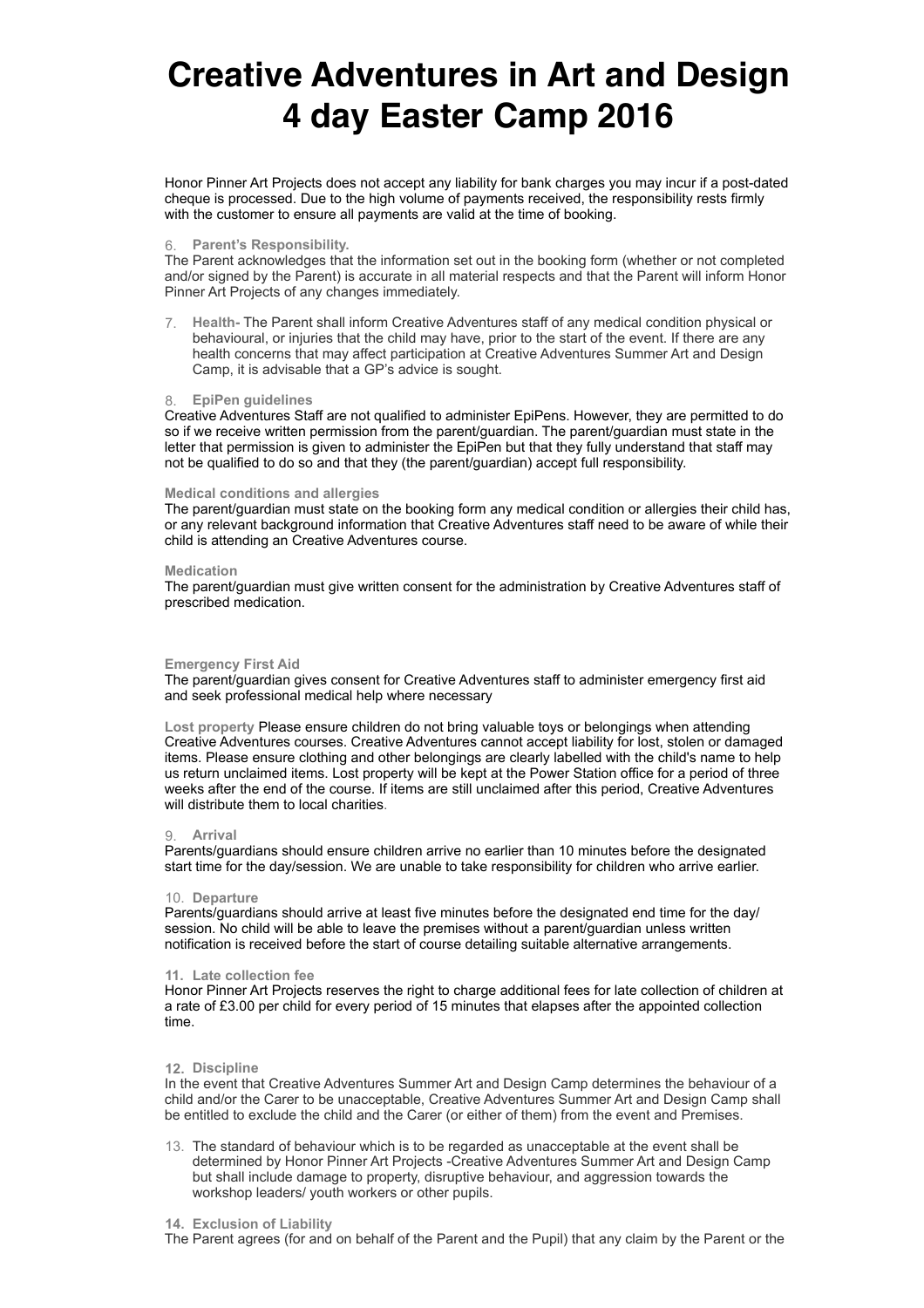# Creative Adventures in Art and Design 4 day Easter Camp 2016

Honor Pinner Art Projects does not accept any liability for bank charges you may incur if a post-dated cheque is processed. Due to the high volume of payments received, the responsibility rests firmly with the customer to ensure all payments are valid at the time of booking.

6. **Parent's Responsibility.**

The Parent acknowledges that the information set out in the booking form (whether or not completed and/or signed by the Parent) is accurate in all material respects and that the Parent will inform Honor Pinner Art Projects of any changes immediately.

7. **Health-** The Parent shall inform Creative Adventures staff of any medical condition physical or behavioural, or injuries that the child may have, prior to the start of the event. If there are any health concerns that may affect participation at Creative Adventures Summer Art and Design Camp, it is advisable that a GP's advice is sought.

8. **EpiPen guidelines**

Creative Adventures Staff are not qualified to administer EpiPens. However, they are permitted to do so if we receive written permission from the parent/guardian. The parent/guardian must state in the letter that permission is given to administer the EpiPen but that they fully understand that staff may not be qualified to do so and that they (the parent/guardian) accept full responsibility.

**Medical conditions and allergies**

The parent/guardian must state on the booking form any medical condition or allergies their child has, or any relevant background information that Creative Adventures staff need to be aware of while their child is attending an Creative Adventures course.

**Medication**

The parent/guardian must give written consent for the administration by Creative Adventures staff of prescribed medication.

**Emergency First Aid**

The parent/guardian gives consent for Creative Adventures staff to administer emergency first aid and seek professional medical help where necessary

**Lost property** Please ensure children do not bring valuable toys or belongings when attending Creative Adventures courses. Creative Adventures cannot accept liability for lost, stolen or damaged items. Please ensure clothing and other belongings are clearly labelled with the child's name to help us return unclaimed items. Lost property will be kept at the Power Station office for a period of three weeks after the end of the course. If items are still unclaimed after this period, Creative Adventures will distribute them to local charities.

9. **Arrival**

Parents/guardians should ensure children arrive no earlier than 10 minutes before the designated start time for the day/session. We are unable to take responsibility for children who arrive earlier.

10. **Departure**

Parents/guardians should arrive at least five minutes before the designated end time for the day/ session. No child will be able to leave the premises without a parent/guardian unless written notification is received before the start of course detailing suitable alternative arrangements.

11. **Late collection fee**

Honor Pinner Art Projects reserves the right to charge additional fees for late collection of children at a rate of £3.00 per child for every period of 15 minutes that elapses after the appointed collection time.

12. **Discipline**

In the event that Creative Adventures Summer Art and Design Camp determines the behaviour of a child and/or the Carer to be unacceptable, Creative Adventures Summer Art and Design Camp shall be entitled to exclude the child and the Carer (or either of them) from the event and Premises.

13. The standard of behaviour which is to be regarded as unacceptable at the event shall be determined by Honor Pinner Art Projects -Creative Adventures Summer Art and Design Camp but shall include damage to property, disruptive behaviour, and aggression towards the workshop leaders/ youth workers or other pupils.

14. **Exclusion of Liability**

The Parent agrees (for and on behalf of the Parent and the Pupil) that any claim by the Parent or the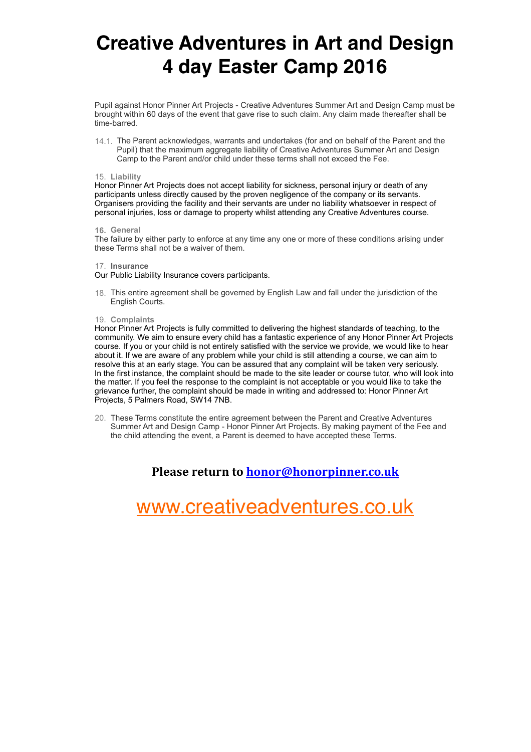# Creative Adventures in Art and Design
# 4 day Easter Camp 2016

Pupil against Honor Pinner Art Projects - Creative Adventures Summer Art and Design Camp must be brought within 60 days of the event that gave rise to such claim. Any claim made thereafter shall be time-barred.

14.1. The Parent acknowledges, warrants and undertakes (for and on behalf of the Parent and the Pupil) that the maximum aggregate liability of Creative Adventures Summer Art and Design Camp to the Parent and/or child under these terms shall not exceed the Fee.

15. **Liability**

Honor Pinner Art Projects does not accept liability for sickness, personal injury or death of any participants unless directly caused by the proven negligence of the company or its servants. Organisers providing the facility and their servants are under no liability whatsoever in respect of personal injuries, loss or damage to property whilst attending any Creative Adventures course.

16. **General**

The failure by either party to enforce at any time any one or more of these conditions arising under these Terms shall not be a waiver of them.

17. **Insurance**

Our Public Liability Insurance covers participants.

18. This entire agreement shall be governed by English Law and fall under the jurisdiction of the English Courts.

19. **Complaints**

Honor Pinner Art Projects is fully committed to delivering the highest standards of teaching, to the community. We aim to ensure every child has a fantastic experience of any Honor Pinner Art Projects course. If you or your child is not entirely satisfied with the service we provide, we would like to hear about it. If we are aware of any problem while your child is still attending a course, we can aim to resolve this at an early stage. You can be assured that any complaint will be taken very seriously. In the first instance, the complaint should be made to the site leader or course tutor, who will look into the matter. If you feel the response to the complaint is not acceptable or you would like to take the grievance further, the complaint should be made in writing and addressed to: Honor Pinner Art Projects, 5 Palmers Road, SW14 7NB.

20. These Terms constitute the entire agreement between the Parent and Creative Adventures Summer Art and Design Camp - Honor Pinner Art Projects. By making payment of the Fee and the child attending the event, a Parent is deemed to have accepted these Terms.

**Please return to honor@honorpinner.co.uk**

www.creativeadventures.co.uk